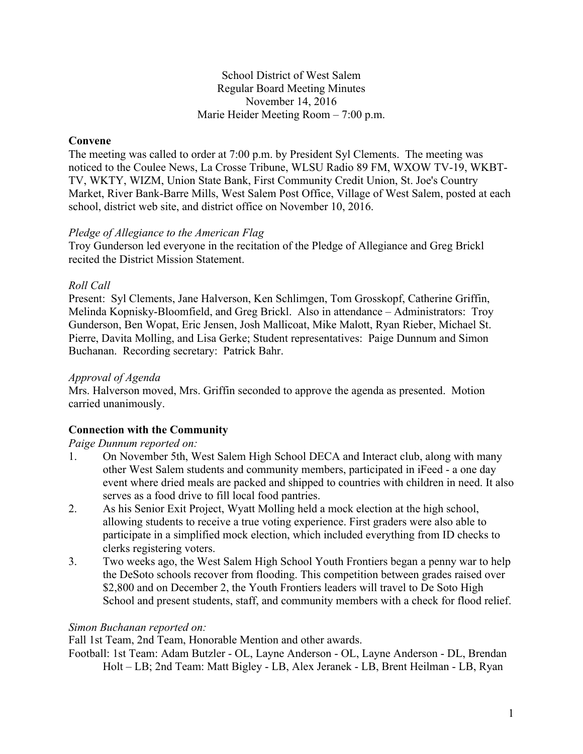School District of West Salem
Regular Board Meeting Minutes
November 14, 2016
Marie Heider Meeting Room – 7:00 p.m.

**Convene**

The meeting was called to order at 7:00 p.m. by President Syl Clements. The meeting was noticed to the Coulee News, La Crosse Tribune, WLSU Radio 89 FM, WXOW TV-19, WKBT-TV, WKTY, WIZM, Union State Bank, First Community Credit Union, St. Joe's Country Market, River Bank-Barre Mills, West Salem Post Office, Village of West Salem, posted at each school, district web site, and district office on November 10, 2016.

*Pledge of Allegiance to the American Flag*

Troy Gunderson led everyone in the recitation of the Pledge of Allegiance and Greg Brickl recited the District Mission Statement.

*Roll Call*

Present: Syl Clements, Jane Halverson, Ken Schlimgen, Tom Grosskopf, Catherine Griffin, Melinda Kopnisky-Bloomfield, and Greg Brickl. Also in attendance – Administrators: Troy Gunderson, Ben Wopat, Eric Jensen, Josh Mallicoat, Mike Malott, Ryan Rieber, Michael St. Pierre, Davita Molling, and Lisa Gerke; Student representatives: Paige Dunnum and Simon Buchanan. Recording secretary: Patrick Bahr.

*Approval of Agenda*

Mrs. Halverson moved, Mrs. Griffin seconded to approve the agenda as presented. Motion carried unanimously.

**Connection with the Community**

*Paige Dunnum reported on:*

1. On November 5th, West Salem High School DECA and Interact club, along with many other West Salem students and community members, participated in iFeed - a one day event where dried meals are packed and shipped to countries with children in need. It also serves as a food drive to fill local food pantries.
2. As his Senior Exit Project, Wyatt Molling held a mock election at the high school, allowing students to receive a true voting experience. First graders were also able to participate in a simplified mock election, which included everything from ID checks to clerks registering voters.
3. Two weeks ago, the West Salem High School Youth Frontiers began a penny war to help the DeSoto schools recover from flooding. This competition between grades raised over $2,800 and on December 2, the Youth Frontiers leaders will travel to De Soto High School and present students, staff, and community members with a check for flood relief.

*Simon Buchanan reported on:*

Fall 1st Team, 2nd Team, Honorable Mention and other awards.

Football: 1st Team: Adam Butzler - OL, Layne Anderson - OL, Layne Anderson - DL, Brendan Holt – LB; 2nd Team: Matt Bigley - LB, Alex Jeranek - LB, Brent Heilman - LB, Ryan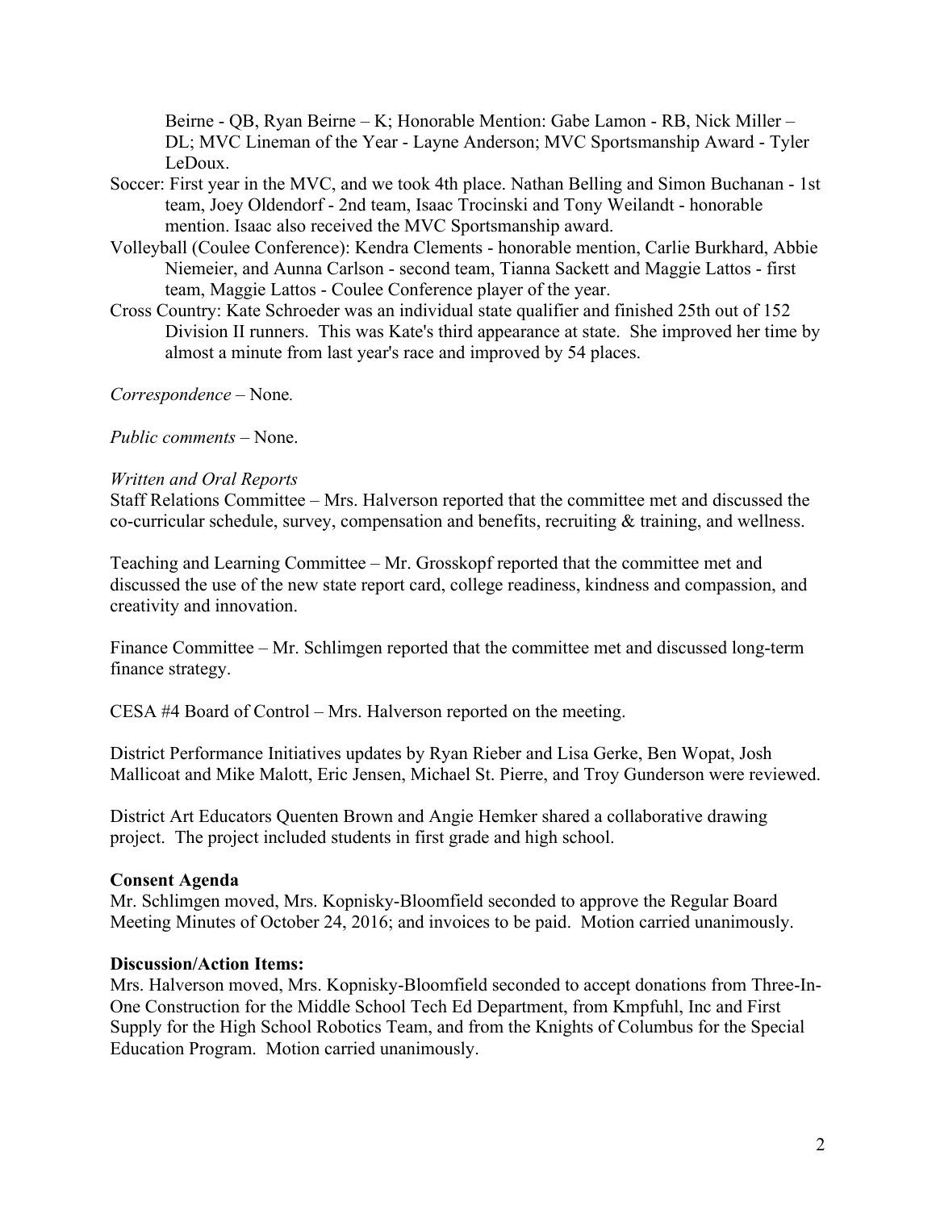Beirne - QB, Ryan Beirne – K; Honorable Mention: Gabe Lamon - RB, Nick Miller – DL; MVC Lineman of the Year - Layne Anderson; MVC Sportsmanship Award - Tyler LeDoux.

Soccer: First year in the MVC, and we took 4th place. Nathan Belling and Simon Buchanan - 1st team, Joey Oldendorf - 2nd team, Isaac Trocinski and Tony Weilandt - honorable mention. Isaac also received the MVC Sportsmanship award.

Volleyball (Coulee Conference): Kendra Clements - honorable mention, Carlie Burkhard, Abbie Niemeier, and Aunna Carlson - second team, Tianna Sackett and Maggie Lattos - first team, Maggie Lattos - Coulee Conference player of the year.

Cross Country: Kate Schroeder was an individual state qualifier and finished 25th out of 152 Division II runners. This was Kate's third appearance at state. She improved her time by almost a minute from last year's race and improved by 54 places.

*Correspondence* – None.

*Public comments* – None.

*Written and Oral Reports*

Staff Relations Committee – Mrs. Halverson reported that the committee met and discussed the co-curricular schedule, survey, compensation and benefits, recruiting & training, and wellness.

Teaching and Learning Committee – Mr. Grosskopf reported that the committee met and discussed the use of the new state report card, college readiness, kindness and compassion, and creativity and innovation.

Finance Committee – Mr. Schlimgen reported that the committee met and discussed long-term finance strategy.

CESA #4 Board of Control – Mrs. Halverson reported on the meeting.

District Performance Initiatives updates by Ryan Rieber and Lisa Gerke, Ben Wopat, Josh Mallicoat and Mike Malott, Eric Jensen, Michael St. Pierre, and Troy Gunderson were reviewed.

District Art Educators Quenten Brown and Angie Hemker shared a collaborative drawing project. The project included students in first grade and high school.

**Consent Agenda**

Mr. Schlimgen moved, Mrs. Kopnisky-Bloomfield seconded to approve the Regular Board Meeting Minutes of October 24, 2016; and invoices to be paid. Motion carried unanimously.

**Discussion/Action Items:**

Mrs. Halverson moved, Mrs. Kopnisky-Bloomfield seconded to accept donations from Three-In-One Construction for the Middle School Tech Ed Department, from Kmpfuhl, Inc and First Supply for the High School Robotics Team, and from the Knights of Columbus for the Special Education Program. Motion carried unanimously.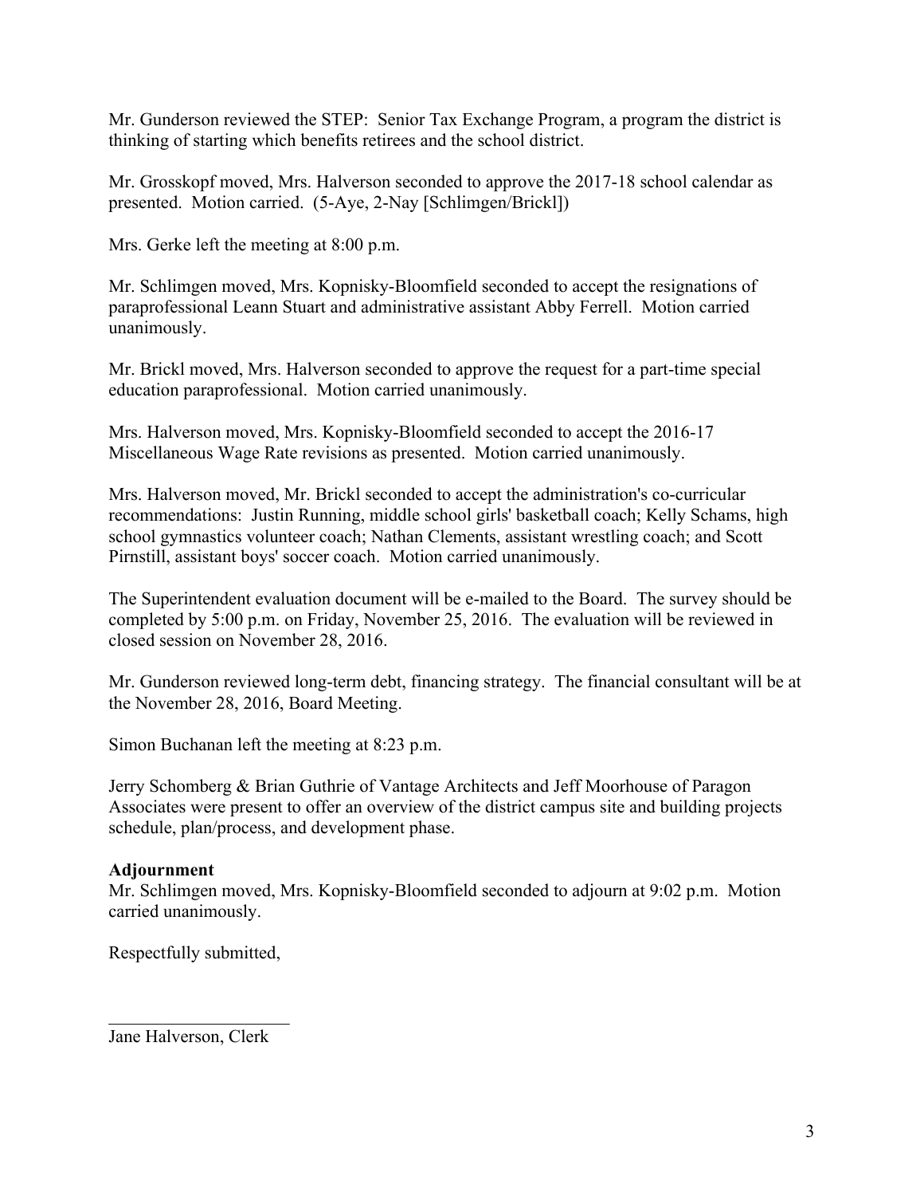Mr. Gunderson reviewed the STEP: Senior Tax Exchange Program, a program the district is thinking of starting which benefits retirees and the school district.

Mr. Grosskopf moved, Mrs. Halverson seconded to approve the 2017-18 school calendar as presented. Motion carried. (5-Aye, 2-Nay [Schlimgen/Brickl])

Mrs. Gerke left the meeting at 8:00 p.m.

Mr. Schlimgen moved, Mrs. Kopnisky-Bloomfield seconded to accept the resignations of paraprofessional Leann Stuart and administrative assistant Abby Ferrell. Motion carried unanimously.

Mr. Brickl moved, Mrs. Halverson seconded to approve the request for a part-time special education paraprofessional. Motion carried unanimously.

Mrs. Halverson moved, Mrs. Kopnisky-Bloomfield seconded to accept the 2016-17 Miscellaneous Wage Rate revisions as presented. Motion carried unanimously.

Mrs. Halverson moved, Mr. Brickl seconded to accept the administration's co-curricular recommendations: Justin Running, middle school girls' basketball coach; Kelly Schams, high school gymnastics volunteer coach; Nathan Clements, assistant wrestling coach; and Scott Pirnstill, assistant boys' soccer coach. Motion carried unanimously.

The Superintendent evaluation document will be e-mailed to the Board. The survey should be completed by 5:00 p.m. on Friday, November 25, 2016. The evaluation will be reviewed in closed session on November 28, 2016.

Mr. Gunderson reviewed long-term debt, financing strategy. The financial consultant will be at the November 28, 2016, Board Meeting.

Simon Buchanan left the meeting at 8:23 p.m.

Jerry Schomberg & Brian Guthrie of Vantage Architects and Jeff Moorhouse of Paragon Associates were present to offer an overview of the district campus site and building projects schedule, plan/process, and development phase.

**Adjournment**
Mr. Schlimgen moved, Mrs. Kopnisky-Bloomfield seconded to adjourn at 9:02 p.m. Motion carried unanimously.

Respectfully submitted,

\_\_\_\_\_\_\_\_\_\_\_\_\_\_\_\_\_\_\_\_
Jane Halverson, Clerk